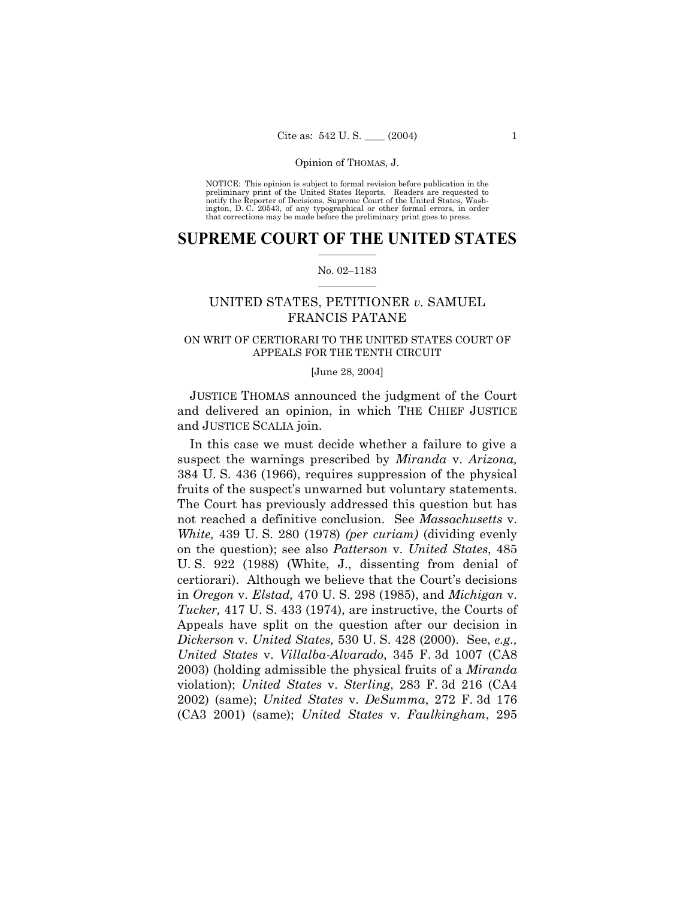NOTICE: This opinion is subject to formal revision before publication in the preliminary print of the United States Reports. Readers are requested to notify the Reporter of Decisions, Supreme Court of the United States, Washington, D. C. 20543, of any typographical or other formal errors, in order that corrections may be made before the preliminary print goes to press.

# SUPREME COURT OF THE UNITED STATES

No. 02–1183

## UNITED STATES, PETITIONER *v.* SAMUEL FRANCIS PATANE

ON WRIT OF CERTIORARI TO THE UNITED STATES COURT OF APPEALS FOR THE TENTH CIRCUIT

[June 28, 2004]

JUSTICE THOMAS announced the judgment of the Court and delivered an opinion, in which THE CHIEF JUSTICE and JUSTICE SCALIA join.

In this case we must decide whether a failure to give a suspect the warnings prescribed by *Miranda* v. *Arizona,* 384 U. S. 436 (1966), requires suppression of the physical fruits of the suspect's unwarned but voluntary statements. The Court has previously addressed this question but has not reached a definitive conclusion. See *Massachusetts* v. *White,* 439 U. S. 280 (1978) *(per curiam)* (dividing evenly on the question); see also *Patterson* v. *United States*, 485 U. S. 922 (1988) (White, J., dissenting from denial of certiorari). Although we believe that the Court's decisions in *Oregon* v. *Elstad,* 470 U. S. 298 (1985), and *Michigan* v. *Tucker,* 417 U. S. 433 (1974), are instructive, the Courts of Appeals have split on the question after our decision in *Dickerson* v. *United States,* 530 U. S. 428 (2000). See, *e.g., United States* v. *Villalba-Alvarado*, 345 F. 3d 1007 (CA8 2003) (holding admissible the physical fruits of a *Miranda* violation); *United States* v. *Sterling*, 283 F. 3d 216 (CA4 2002) (same); *United States* v. *DeSumma*, 272 F. 3d 176 (CA3 2001) (same); *United States* v. *Faulkingham*, 295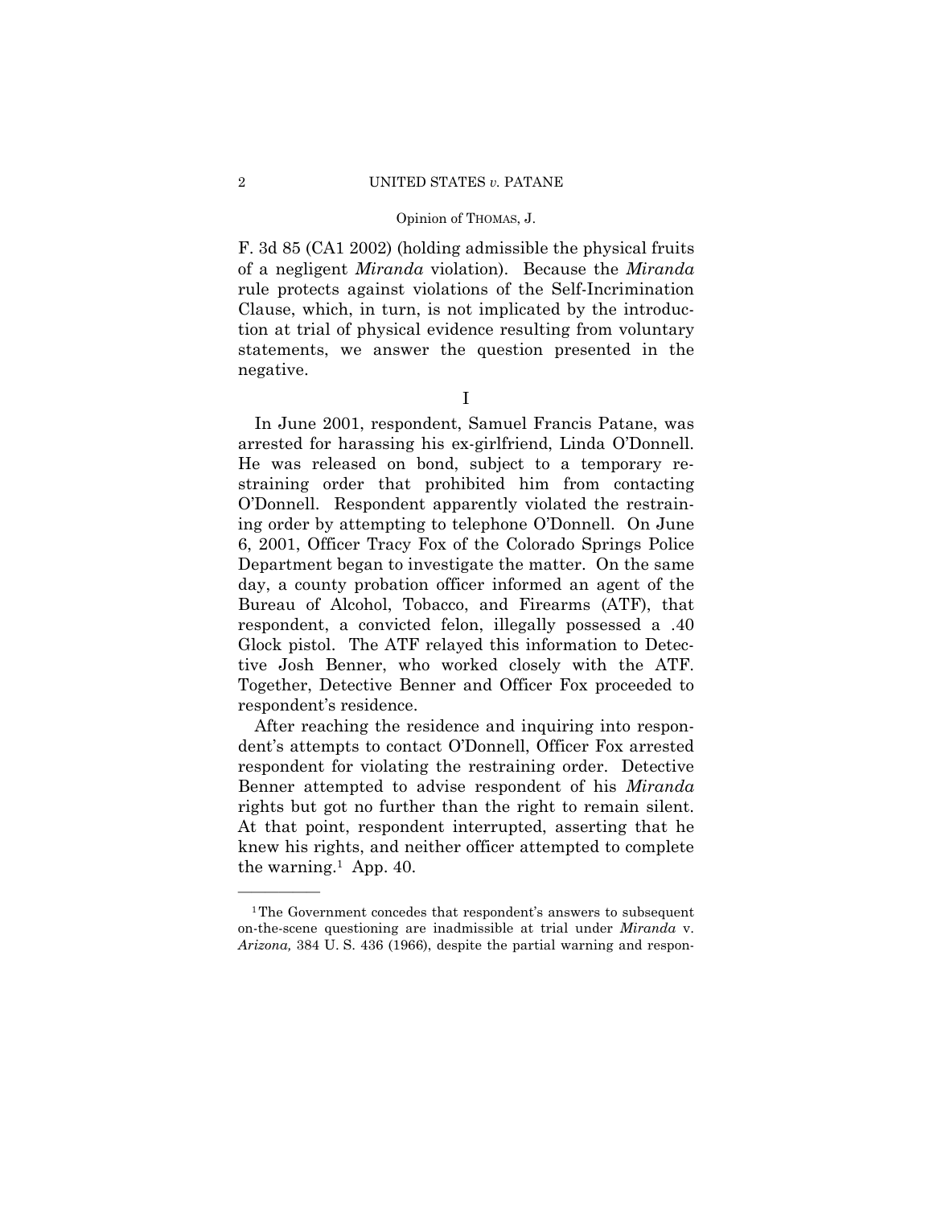F. 3d 85 (CA1 2002) (holding admissible the physical fruits of a negligent *Miranda* violation). Because the *Miranda* rule protects against violations of the Self-Incrimination Clause, which, in turn, is not implicated by the introduction at trial of physical evidence resulting from voluntary statements, we answer the question presented in the negative.

## I

In June 2001, respondent, Samuel Francis Patane, was arrested for harassing his ex-girlfriend, Linda O'Donnell. He was released on bond, subject to a temporary restraining order that prohibited him from contacting O'Donnell. Respondent apparently violated the restraining order by attempting to telephone O'Donnell. On June 6, 2001, Officer Tracy Fox of the Colorado Springs Police Department began to investigate the matter. On the same day, a county probation officer informed an agent of the Bureau of Alcohol, Tobacco, and Firearms (ATF), that respondent, a convicted felon, illegally possessed a .40 Glock pistol. The ATF relayed this information to Detective Josh Benner, who worked closely with the ATF. Together, Detective Benner and Officer Fox proceeded to respondent's residence.

After reaching the residence and inquiring into respondent's attempts to contact O'Donnell, Officer Fox arrested respondent for violating the restraining order. Detective Benner attempted to advise respondent of his *Miranda* rights but got no further than the right to remain silent. At that point, respondent interrupted, asserting that he knew his rights, and neither officer attempted to complete the warning.[1] App. 40.

---

[1] The Government concedes that respondent's answers to subsequent on-the-scene questioning are inadmissible at trial under *Miranda* v. *Arizona,* 384 U. S. 436 (1966), despite the partial warning and respon-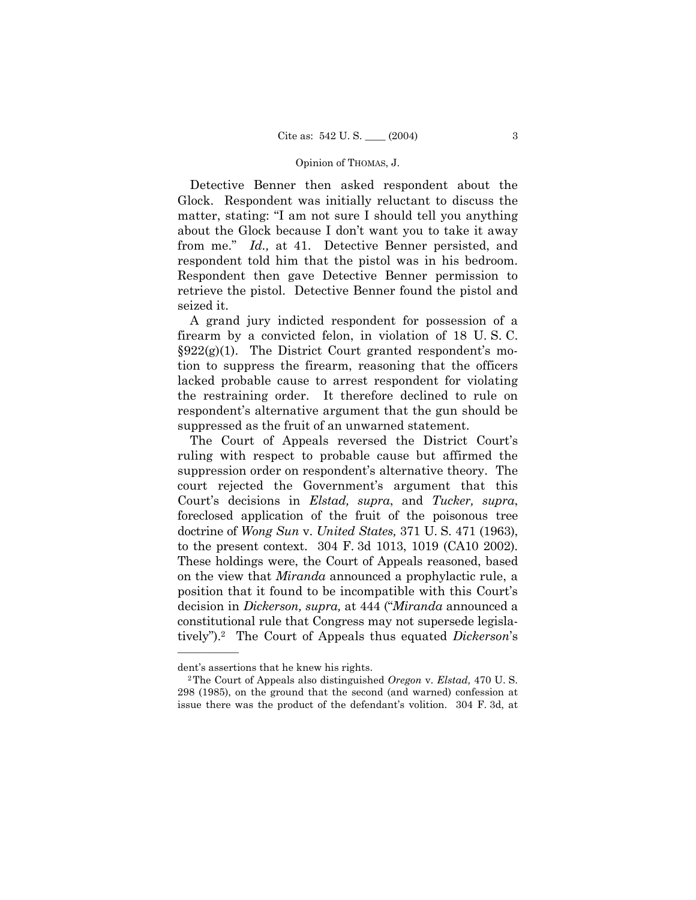Detective Benner then asked respondent about the Glock. Respondent was initially reluctant to discuss the matter, stating: "I am not sure I should tell you anything about the Glock because I don't want you to take it away from me." *Id.,* at 41. Detective Benner persisted, and respondent told him that the pistol was in his bedroom. Respondent then gave Detective Benner permission to retrieve the pistol. Detective Benner found the pistol and seized it.

A grand jury indicted respondent for possession of a firearm by a convicted felon, in violation of 18 U. S. C. §922(g)(1). The District Court granted respondent's motion to suppress the firearm, reasoning that the officers lacked probable cause to arrest respondent for violating the restraining order. It therefore declined to rule on respondent's alternative argument that the gun should be suppressed as the fruit of an unwarned statement.

The Court of Appeals reversed the District Court's ruling with respect to probable cause but affirmed the suppression order on respondent's alternative theory. The court rejected the Government's argument that this Court's decisions in *Elstad, supra*, and *Tucker, supra*, foreclosed application of the fruit of the poisonous tree doctrine of *Wong Sun* v. *United States,* 371 U. S. 471 (1963), to the present context. 304 F. 3d 1013, 1019 (CA10 2002). These holdings were, the Court of Appeals reasoned, based on the view that *Miranda* announced a prophylactic rule, a position that it found to be incompatible with this Court's decision in *Dickerson, supra,* at 444 ("*Miranda* announced a constitutional rule that Congress may not supersede legislatively").[2] The Court of Appeals thus equated *Dickerson*'s

---

dent's assertions that he knew his rights.

[2] The Court of Appeals also distinguished *Oregon* v. *Elstad,* 470 U. S. 298 (1985), on the ground that the second (and warned) confession at issue there was the product of the defendant's volition. 304 F. 3d, at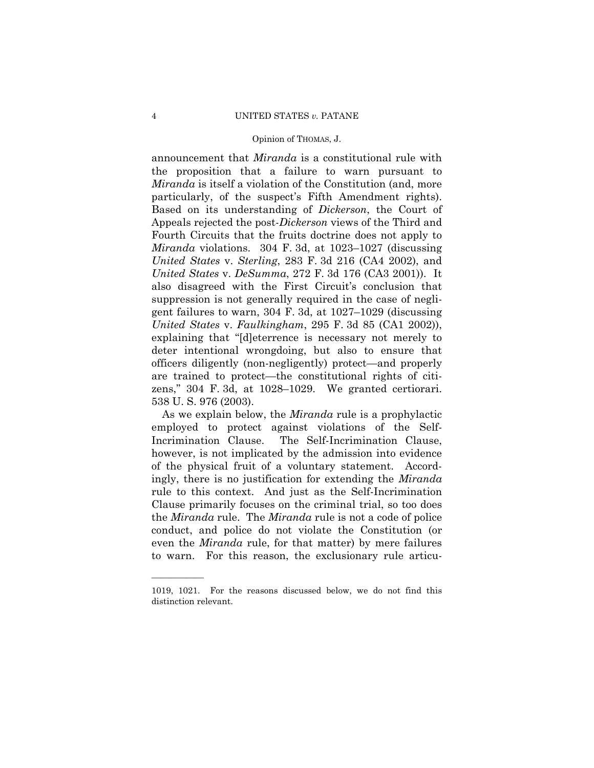announcement that *Miranda* is a constitutional rule with the proposition that a failure to warn pursuant to *Miranda* is itself a violation of the Constitution (and, more particularly, of the suspect's Fifth Amendment rights). Based on its understanding of *Dickerson*, the Court of Appeals rejected the post-*Dickerson* views of the Third and Fourth Circuits that the fruits doctrine does not apply to *Miranda* violations. 304 F. 3d, at 1023–1027 (discussing *United States* v. *Sterling*, 283 F. 3d 216 (CA4 2002), and *United States* v. *DeSumma*, 272 F. 3d 176 (CA3 2001)). It also disagreed with the First Circuit's conclusion that suppression is not generally required in the case of negligent failures to warn, 304 F. 3d, at 1027–1029 (discussing *United States* v. *Faulkingham*, 295 F. 3d 85 (CA1 2002)), explaining that "[d]eterrence is necessary not merely to deter intentional wrongdoing, but also to ensure that officers diligently (non-negligently) protect—and properly are trained to protect—the constitutional rights of citizens," 304 F. 3d, at 1028–1029. We granted certiorari. 538 U. S. 976 (2003).

As we explain below, the *Miranda* rule is a prophylactic employed to protect against violations of the Self-Incrimination Clause. The Self-Incrimination Clause, however, is not implicated by the admission into evidence of the physical fruit of a voluntary statement. Accordingly, there is no justification for extending the *Miranda* rule to this context. And just as the Self-Incrimination Clause primarily focuses on the criminal trial, so too does the *Miranda* rule. The *Miranda* rule is not a code of police conduct, and police do not violate the Constitution (or even the *Miranda* rule, for that matter) by mere failures to warn. For this reason, the exclusionary rule articu-

---

1019, 1021. For the reasons discussed below, we do not find this distinction relevant.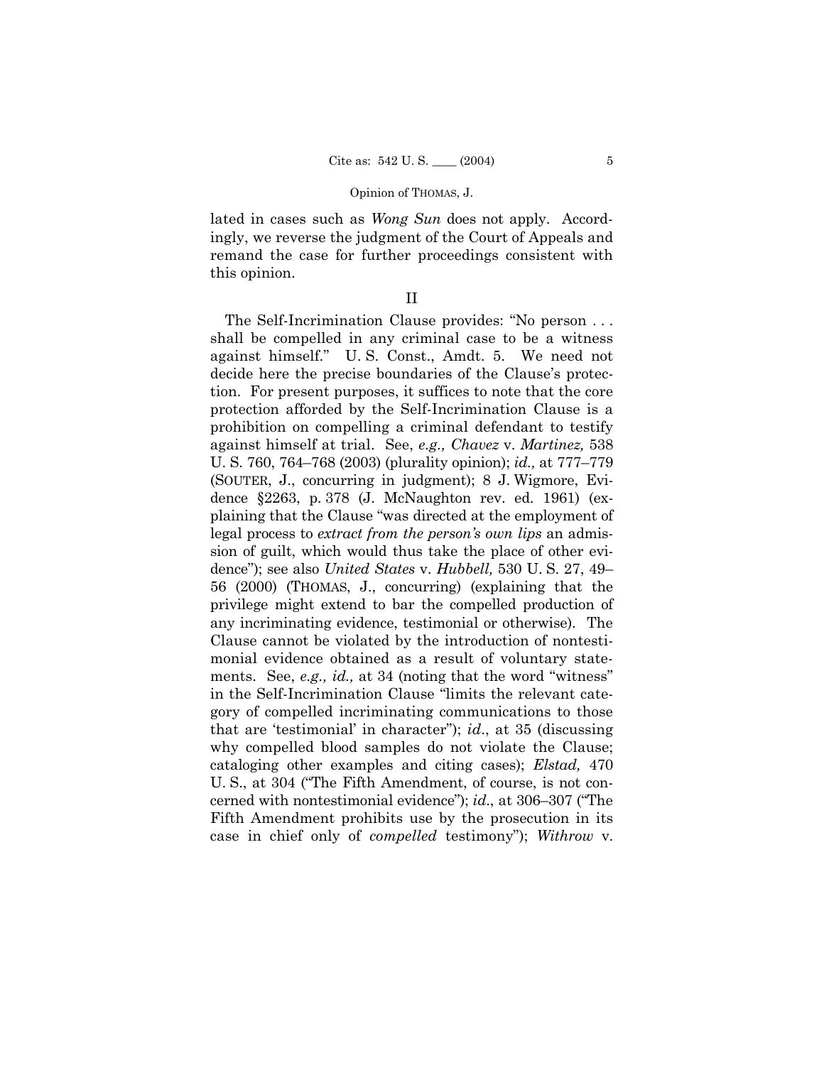lated in cases such as *Wong Sun* does not apply. Accordingly, we reverse the judgment of the Court of Appeals and remand the case for further proceedings consistent with this opinion.

## II

The Self-Incrimination Clause provides: "No person . . . shall be compelled in any criminal case to be a witness against himself." U. S. Const., Amdt. 5. We need not decide here the precise boundaries of the Clause's protection. For present purposes, it suffices to note that the core protection afforded by the Self-Incrimination Clause is a prohibition on compelling a criminal defendant to testify against himself at trial. See, *e.g., Chavez* v. *Martinez,* 538 U. S. 760, 764–768 (2003) (plurality opinion); *id.,* at 777–779 (SOUTER, J., concurring in judgment); 8 J. Wigmore, Evidence §2263, p. 378 (J. McNaughton rev. ed. 1961) (explaining that the Clause "was directed at the employment of legal process to *extract from the person's own lips* an admission of guilt, which would thus take the place of other evidence"); see also *United States* v. *Hubbell,* 530 U. S. 27, 49–56 (2000) (THOMAS, J., concurring) (explaining that the privilege might extend to bar the compelled production of any incriminating evidence, testimonial or otherwise). The Clause cannot be violated by the introduction of nontestimonial evidence obtained as a result of voluntary statements. See, *e.g., id.,* at 34 (noting that the word "witness" in the Self-Incrimination Clause "limits the relevant category of compelled incriminating communications to those that are 'testimonial' in character"); *id*., at 35 (discussing why compelled blood samples do not violate the Clause; cataloging other examples and citing cases); *Elstad,* 470 U. S., at 304 ("The Fifth Amendment, of course, is not concerned with nontestimonial evidence"); *id*., at 306–307 ("The Fifth Amendment prohibits use by the prosecution in its case in chief only of *compelled* testimony"); *Withrow* v.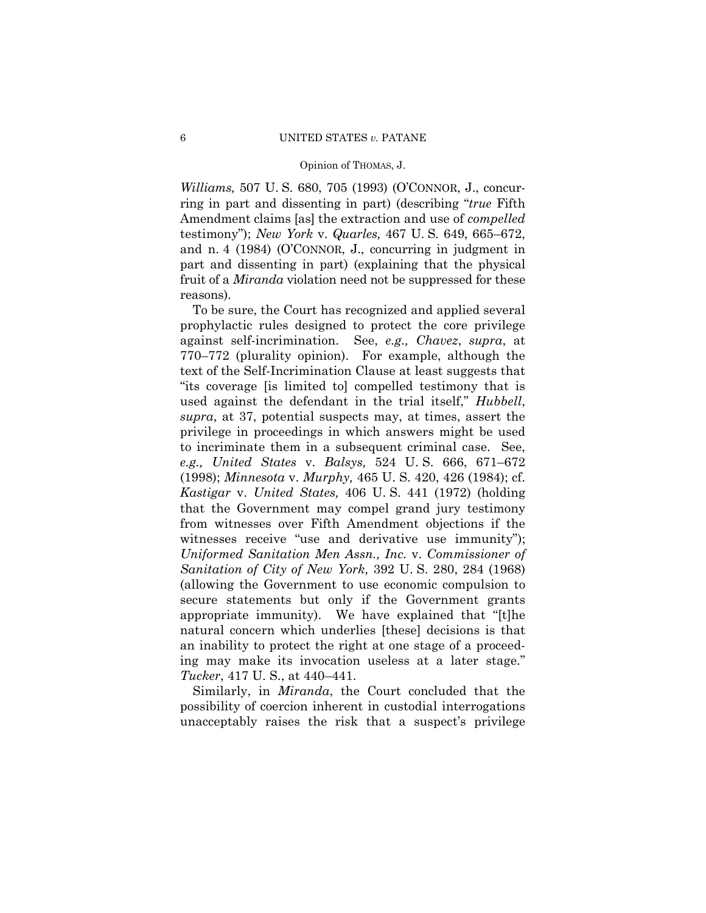*Williams,* 507 U. S. 680, 705 (1993) (O'CONNOR, J., concurring in part and dissenting in part) (describing "*true* Fifth Amendment claims [as] the extraction and use of *compelled* testimony"); *New York* v. *Quarles,* 467 U. S. 649, 665–672, and n. 4 (1984) (O'CONNOR, J., concurring in judgment in part and dissenting in part) (explaining that the physical fruit of a *Miranda* violation need not be suppressed for these reasons).

To be sure, the Court has recognized and applied several prophylactic rules designed to protect the core privilege against self-incrimination. See, *e.g., Chavez*, *supra*, at 770–772 (plurality opinion). For example, although the text of the Self-Incrimination Clause at least suggests that "its coverage [is limited to] compelled testimony that is used against the defendant in the trial itself," *Hubbell*, *supra*, at 37, potential suspects may, at times, assert the privilege in proceedings in which answers might be used to incriminate them in a subsequent criminal case. See, *e.g., United States* v. *Balsys,* 524 U. S. 666, 671–672 (1998); *Minnesota* v. *Murphy,* 465 U. S. 420, 426 (1984); cf. *Kastigar* v. *United States,* 406 U. S. 441 (1972) (holding that the Government may compel grand jury testimony from witnesses over Fifth Amendment objections if the witnesses receive "use and derivative use immunity"); *Uniformed Sanitation Men Assn., Inc.* v. *Commissioner of Sanitation of City of New York,* 392 U. S. 280, 284 (1968) (allowing the Government to use economic compulsion to secure statements but only if the Government grants appropriate immunity). We have explained that "[t]he natural concern which underlies [these] decisions is that an inability to protect the right at one stage of a proceeding may make its invocation useless at a later stage." *Tucker*, 417 U. S., at 440–441.

Similarly, in *Miranda*, the Court concluded that the possibility of coercion inherent in custodial interrogations unacceptably raises the risk that a suspect's privilege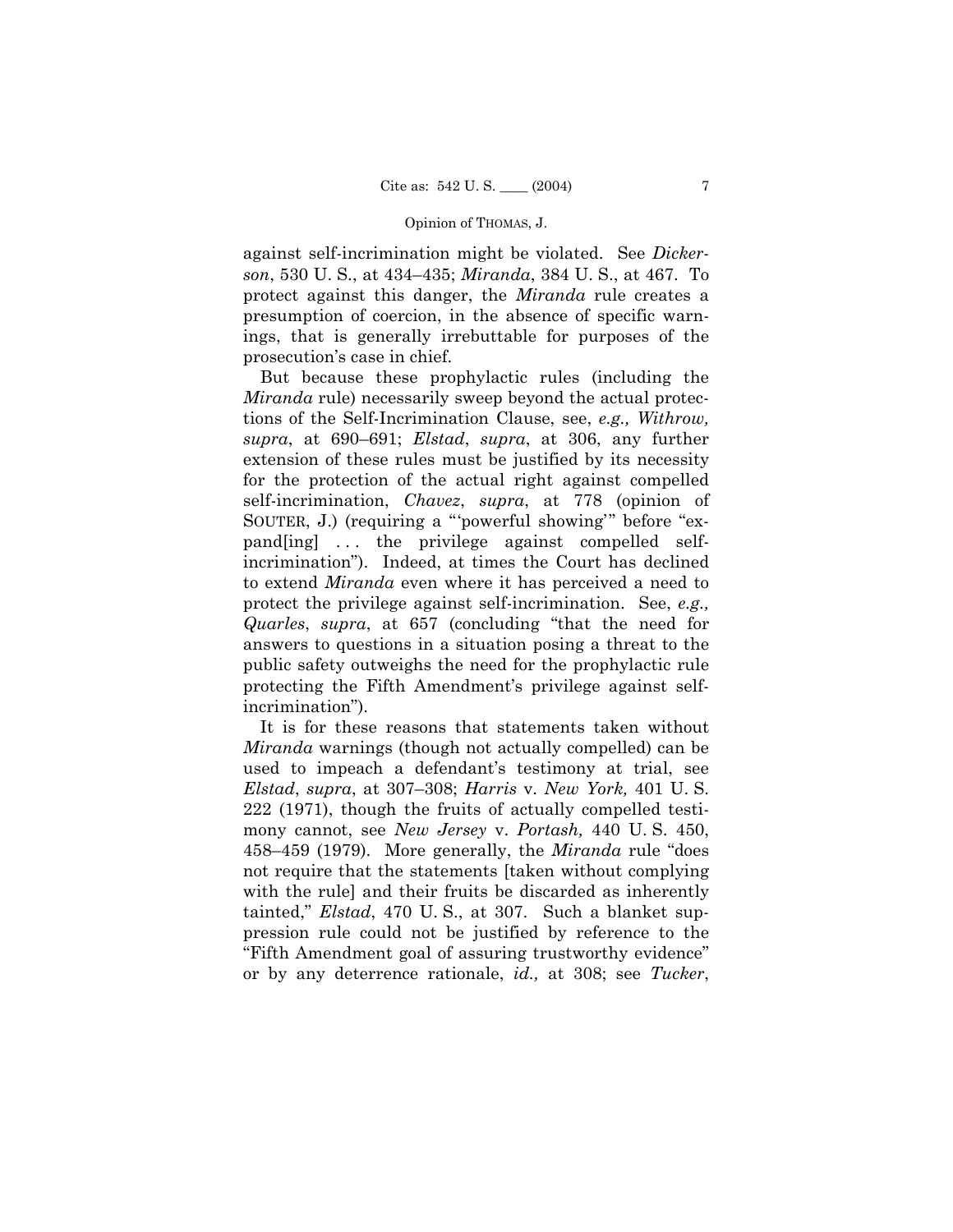against self-incrimination might be violated. See *Dickerson*, 530 U. S., at 434–435; *Miranda*, 384 U. S., at 467. To protect against this danger, the *Miranda* rule creates a presumption of coercion, in the absence of specific warnings, that is generally irrebuttable for purposes of the prosecution's case in chief.

But because these prophylactic rules (including the *Miranda* rule) necessarily sweep beyond the actual protections of the Self-Incrimination Clause, see, *e.g., Withrow, supra*, at 690–691; *Elstad*, *supra*, at 306, any further extension of these rules must be justified by its necessity for the protection of the actual right against compelled self-incrimination, *Chavez*, *supra*, at 778 (opinion of SOUTER, J.) (requiring a "'powerful showing'" before "expand[ing] . . . the privilege against compelled self-incrimination"). Indeed, at times the Court has declined to extend *Miranda* even where it has perceived a need to protect the privilege against self-incrimination. See, *e.g., Quarles*, *supra*, at 657 (concluding "that the need for answers to questions in a situation posing a threat to the public safety outweighs the need for the prophylactic rule protecting the Fifth Amendment's privilege against self-incrimination").

It is for these reasons that statements taken without *Miranda* warnings (though not actually compelled) can be used to impeach a defendant's testimony at trial, see *Elstad*, *supra*, at 307–308; *Harris* v. *New York,* 401 U. S. 222 (1971), though the fruits of actually compelled testimony cannot, see *New Jersey* v. *Portash,* 440 U. S. 450, 458–459 (1979). More generally, the *Miranda* rule "does not require that the statements [taken without complying with the rule] and their fruits be discarded as inherently tainted," *Elstad*, 470 U. S., at 307. Such a blanket suppression rule could not be justified by reference to the "Fifth Amendment goal of assuring trustworthy evidence" or by any deterrence rationale, *id.,* at 308; see *Tucker*,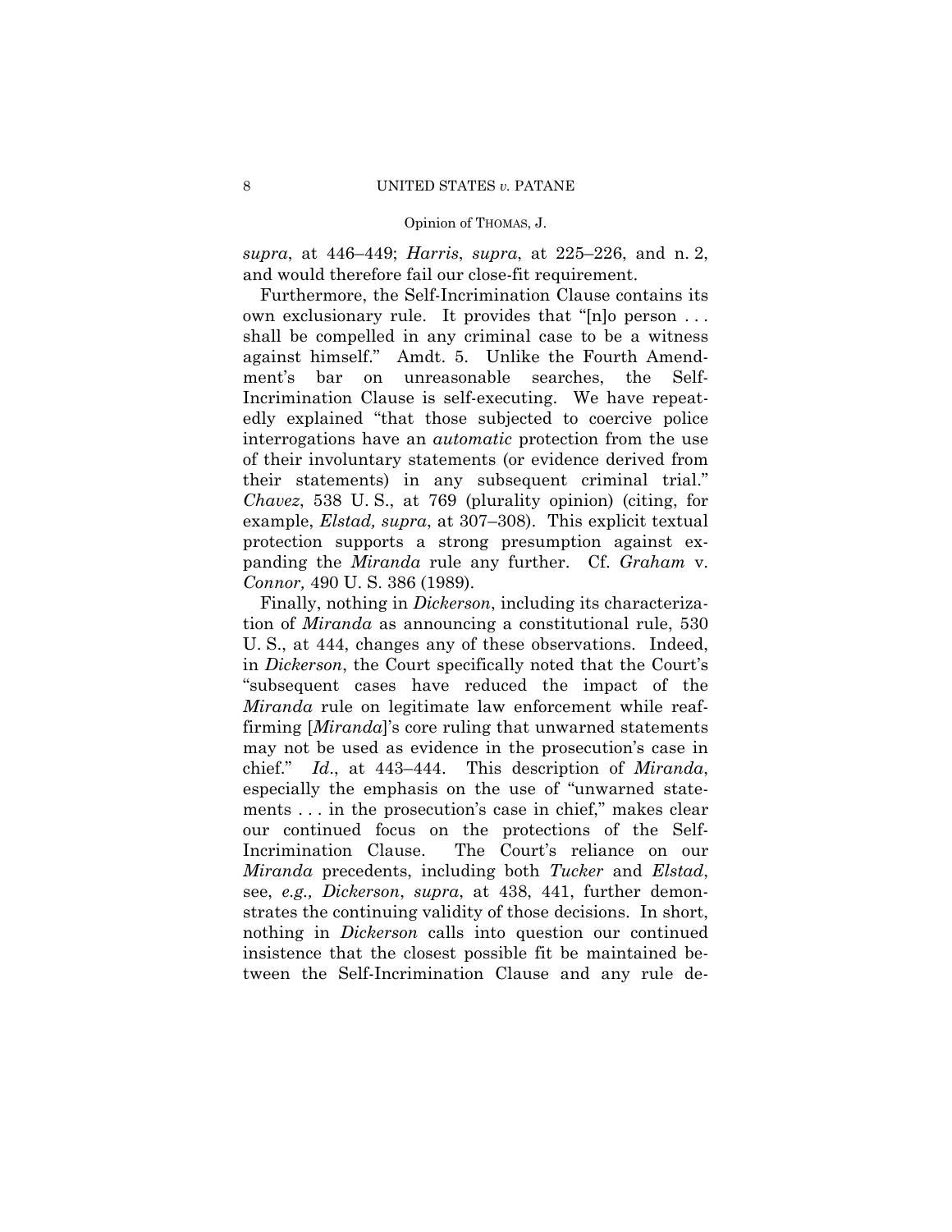*supra*, at 446–449; *Harris*, *supra*, at 225–226, and n. 2, and would therefore fail our close-fit requirement.

Furthermore, the Self-Incrimination Clause contains its own exclusionary rule. It provides that "[n]o person . . . shall be compelled in any criminal case to be a witness against himself." Amdt. 5. Unlike the Fourth Amendment's bar on unreasonable searches, the Self-Incrimination Clause is self-executing. We have repeatedly explained "that those subjected to coercive police interrogations have an *automatic* protection from the use of their involuntary statements (or evidence derived from their statements) in any subsequent criminal trial." *Chavez*, 538 U. S., at 769 (plurality opinion) (citing, for example, *Elstad, supra*, at 307–308). This explicit textual protection supports a strong presumption against expanding the *Miranda* rule any further. Cf. *Graham* v. *Connor,* 490 U. S. 386 (1989).

Finally, nothing in *Dickerson*, including its characterization of *Miranda* as announcing a constitutional rule, 530 U. S., at 444, changes any of these observations. Indeed, in *Dickerson*, the Court specifically noted that the Court's "subsequent cases have reduced the impact of the *Miranda* rule on legitimate law enforcement while reaffirming [*Miranda*]'s core ruling that unwarned statements may not be used as evidence in the prosecution's case in chief." *Id*., at 443–444. This description of *Miranda*, especially the emphasis on the use of "unwarned statements . . . in the prosecution's case in chief," makes clear our continued focus on the protections of the Self-Incrimination Clause. The Court's reliance on our *Miranda* precedents, including both *Tucker* and *Elstad*, see, *e.g., Dickerson*, *supra*, at 438, 441, further demonstrates the continuing validity of those decisions. In short, nothing in *Dickerson* calls into question our continued insistence that the closest possible fit be maintained between the Self-Incrimination Clause and any rule de-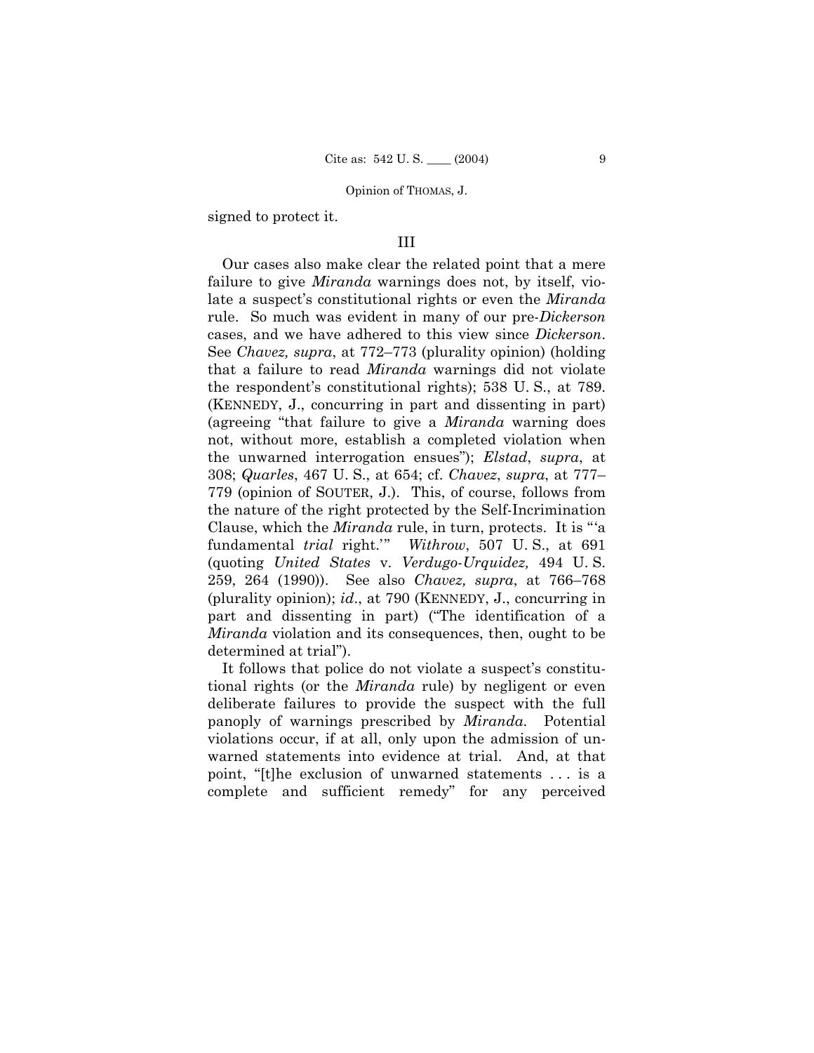signed to protect it.

III

Our cases also make clear the related point that a mere failure to give *Miranda* warnings does not, by itself, violate a suspect's constitutional rights or even the *Miranda* rule. So much was evident in many of our pre-*Dickerson* cases, and we have adhered to this view since *Dickerson*. See *Chavez, supra*, at 772–773 (plurality opinion) (holding that a failure to read *Miranda* warnings did not violate the respondent's constitutional rights); 538 U. S., at 789. (KENNEDY, J., concurring in part and dissenting in part) (agreeing "that failure to give a *Miranda* warning does not, without more, establish a completed violation when the unwarned interrogation ensues"); *Elstad*, *supra*, at 308; *Quarles*, 467 U. S., at 654; cf. *Chavez*, *supra*, at 777–779 (opinion of SOUTER, J.). This, of course, follows from the nature of the right protected by the Self-Incrimination Clause, which the *Miranda* rule, in turn, protects. It is "'a fundamental *trial* right.'" *Withrow*, 507 U. S., at 691 (quoting *United States* v. *Verdugo-Urquidez,* 494 U. S. 259, 264 (1990)). See also *Chavez, supra*, at 766–768 (plurality opinion); *id*., at 790 (KENNEDY, J., concurring in part and dissenting in part) ("The identification of a *Miranda* violation and its consequences, then, ought to be determined at trial").

It follows that police do not violate a suspect's constitutional rights (or the *Miranda* rule) by negligent or even deliberate failures to provide the suspect with the full panoply of warnings prescribed by *Miranda*. Potential violations occur, if at all, only upon the admission of unwarned statements into evidence at trial. And, at that point, "[t]he exclusion of unwarned statements . . . is a complete and sufficient remedy" for any perceived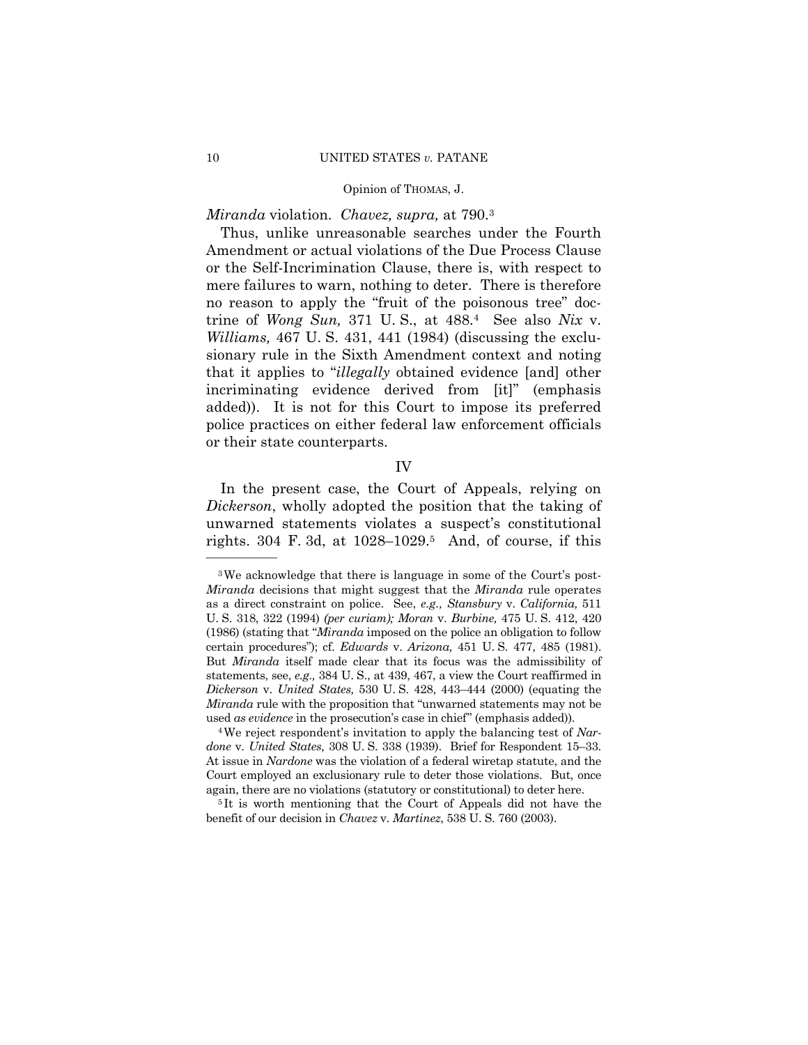*Miranda* violation. *Chavez, supra,* at 790.[3]

Thus, unlike unreasonable searches under the Fourth Amendment or actual violations of the Due Process Clause or the Self-Incrimination Clause, there is, with respect to mere failures to warn, nothing to deter. There is therefore no reason to apply the "fruit of the poisonous tree" doctrine of *Wong Sun,* 371 U. S., at 488.[4] See also *Nix* v. *Williams,* 467 U. S. 431, 441 (1984) (discussing the exclusionary rule in the Sixth Amendment context and noting that it applies to "*illegally* obtained evidence [and] other incriminating evidence derived from [it]" (emphasis added)). It is not for this Court to impose its preferred police practices on either federal law enforcement officials or their state counterparts.

## IV

In the present case, the Court of Appeals, relying on *Dickerson*, wholly adopted the position that the taking of unwarned statements violates a suspect's constitutional rights. 304 F. 3d, at 1028–1029.[5] And, of course, if this

---

[3] We acknowledge that there is language in some of the Court's post-*Miranda* decisions that might suggest that the *Miranda* rule operates as a direct constraint on police. See, *e.g., Stansbury* v. *California,* 511 U. S. 318, 322 (1994) *(per curiam); Moran* v. *Burbine,* 475 U. S. 412, 420 (1986) (stating that "*Miranda* imposed on the police an obligation to follow certain procedures"); cf. *Edwards* v. *Arizona,* 451 U. S. 477, 485 (1981). But *Miranda* itself made clear that its focus was the admissibility of statements, see, *e.g.,* 384 U. S., at 439, 467, a view the Court reaffirmed in *Dickerson* v. *United States,* 530 U. S. 428, 443–444 (2000) (equating the *Miranda* rule with the proposition that "unwarned statements may not be used *as evidence* in the prosecution's case in chief" (emphasis added)).

[4] We reject respondent's invitation to apply the balancing test of *Nardone* v. *United States,* 308 U. S. 338 (1939). Brief for Respondent 15–33. At issue in *Nardone* was the violation of a federal wiretap statute, and the Court employed an exclusionary rule to deter those violations. But, once again, there are no violations (statutory or constitutional) to deter here.

[5] It is worth mentioning that the Court of Appeals did not have the benefit of our decision in *Chavez* v. *Martinez*, 538 U. S. 760 (2003).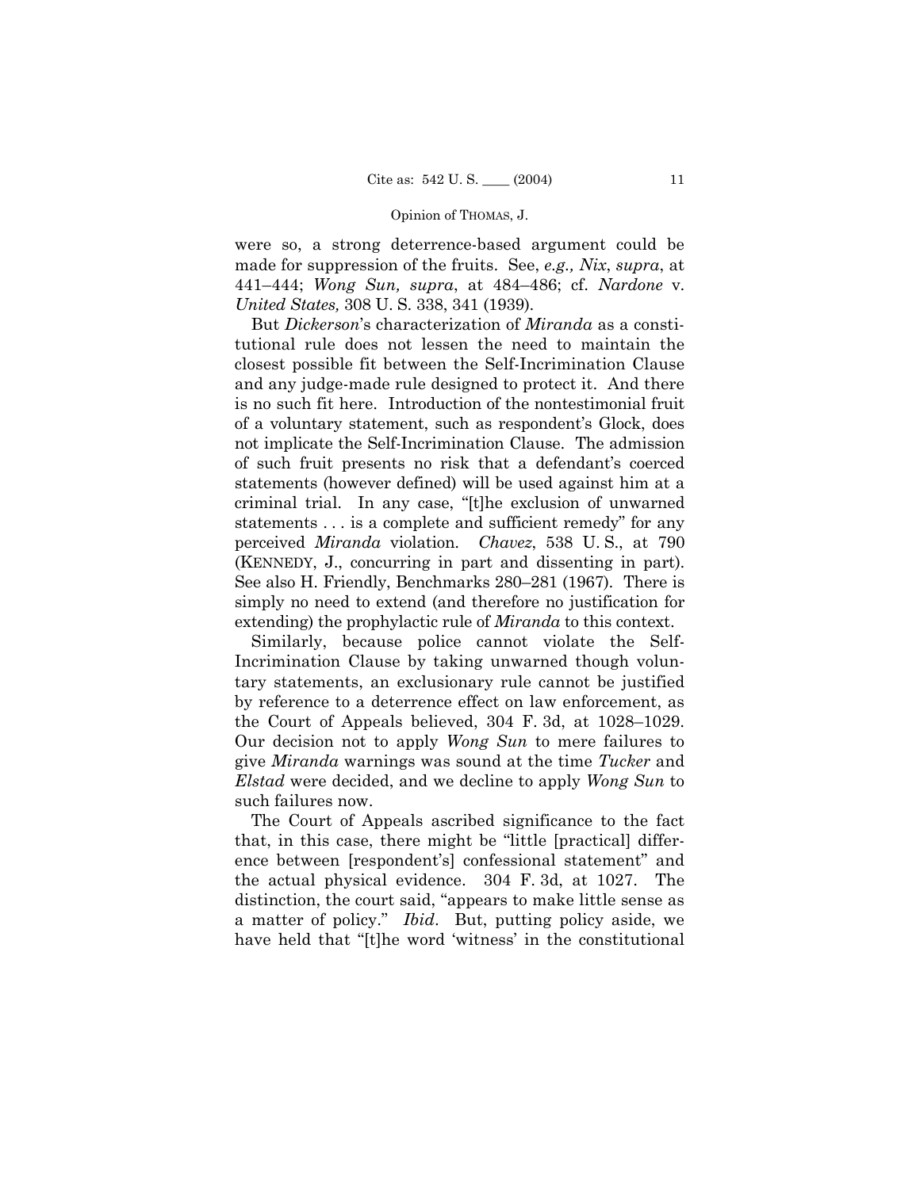were so, a strong deterrence-based argument could be made for suppression of the fruits. See, *e.g., Nix*, *supra*, at 441–444; *Wong Sun, supra*, at 484–486; cf. *Nardone* v. *United States,* 308 U. S. 338, 341 (1939).

But *Dickerson*'s characterization of *Miranda* as a constitutional rule does not lessen the need to maintain the closest possible fit between the Self-Incrimination Clause and any judge-made rule designed to protect it. And there is no such fit here. Introduction of the nontestimonial fruit of a voluntary statement, such as respondent's Glock, does not implicate the Self-Incrimination Clause. The admission of such fruit presents no risk that a defendant's coerced statements (however defined) will be used against him at a criminal trial. In any case, "[t]he exclusion of unwarned statements . . . is a complete and sufficient remedy" for any perceived *Miranda* violation. *Chavez*, 538 U. S., at 790 (KENNEDY, J., concurring in part and dissenting in part). See also H. Friendly, Benchmarks 280–281 (1967). There is simply no need to extend (and therefore no justification for extending) the prophylactic rule of *Miranda* to this context.

Similarly, because police cannot violate the Self-Incrimination Clause by taking unwarned though voluntary statements, an exclusionary rule cannot be justified by reference to a deterrence effect on law enforcement, as the Court of Appeals believed, 304 F. 3d, at 1028–1029. Our decision not to apply *Wong Sun* to mere failures to give *Miranda* warnings was sound at the time *Tucker* and *Elstad* were decided, and we decline to apply *Wong Sun* to such failures now.

The Court of Appeals ascribed significance to the fact that, in this case, there might be "little [practical] difference between [respondent's] confessional statement" and the actual physical evidence. 304 F. 3d, at 1027. The distinction, the court said, "appears to make little sense as a matter of policy." *Ibid*. But, putting policy aside, we have held that "[t]he word 'witness' in the constitutional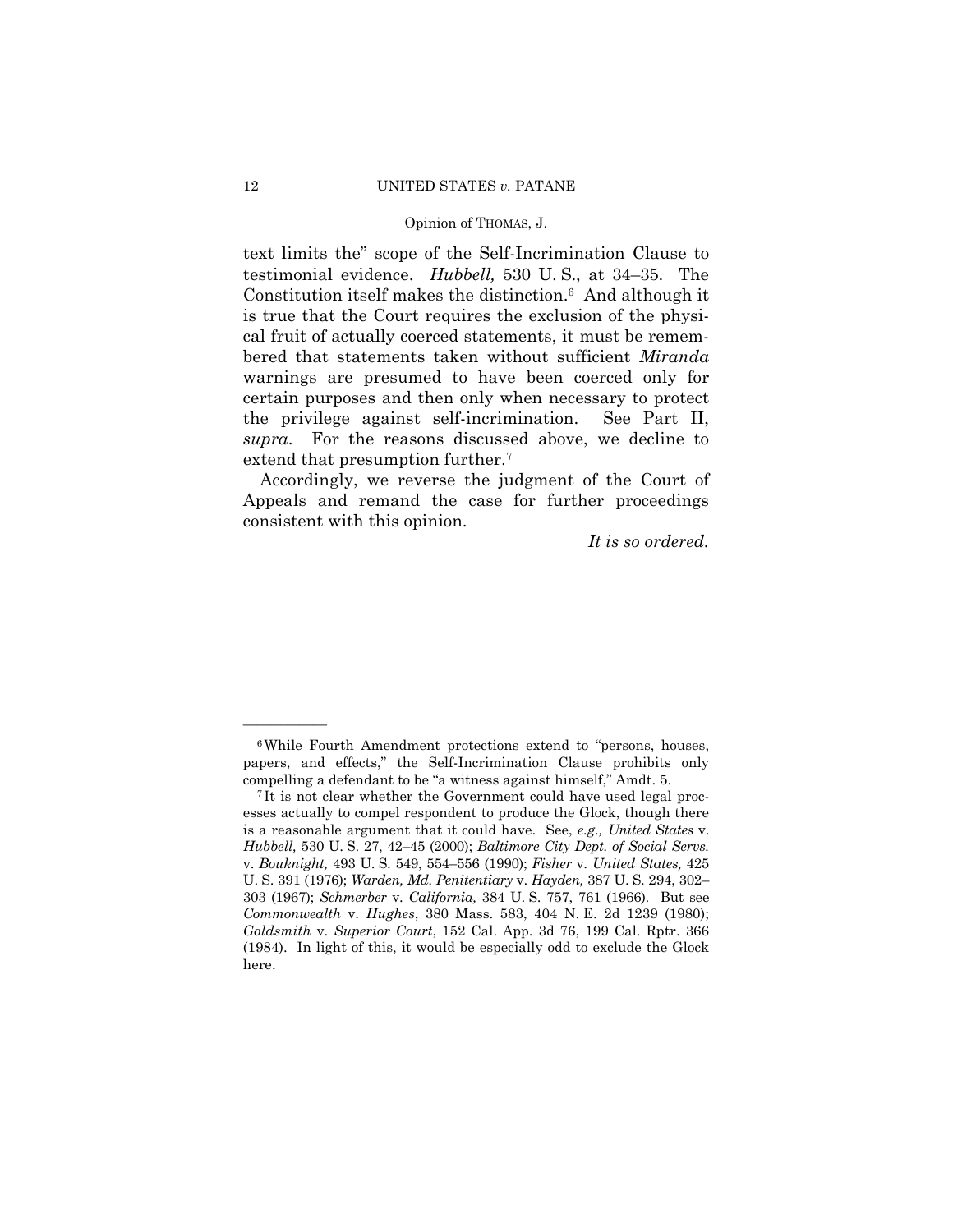text limits the" scope of the Self-Incrimination Clause to testimonial evidence. *Hubbell,* 530 U. S., at 34–35. The Constitution itself makes the distinction.[6] And although it is true that the Court requires the exclusion of the physical fruit of actually coerced statements, it must be remembered that statements taken without sufficient *Miranda* warnings are presumed to have been coerced only for certain purposes and then only when necessary to protect the privilege against self-incrimination. See Part II, *supra*. For the reasons discussed above, we decline to extend that presumption further.[7]

Accordingly, we reverse the judgment of the Court of Appeals and remand the case for further proceedings consistent with this opinion.

*It is so ordered.*

---

[6] While Fourth Amendment protections extend to "persons, houses, papers, and effects," the Self-Incrimination Clause prohibits only compelling a defendant to be "a witness against himself," Amdt. 5.

[7] It is not clear whether the Government could have used legal processes actually to compel respondent to produce the Glock, though there is a reasonable argument that it could have. See, *e.g., United States* v. *Hubbell,* 530 U. S. 27, 42–45 (2000); *Baltimore City Dept. of Social Servs.* v. *Bouknight,* 493 U. S. 549, 554–556 (1990); *Fisher* v. *United States,* 425 U. S. 391 (1976); *Warden, Md. Penitentiary* v. *Hayden,* 387 U. S. 294, 302–303 (1967); *Schmerber* v. *California,* 384 U. S. 757, 761 (1966). But see *Commonwealth* v. *Hughes*, 380 Mass. 583, 404 N. E. 2d 1239 (1980); *Goldsmith* v. *Superior Court*, 152 Cal. App. 3d 76, 199 Cal. Rptr. 366 (1984). In light of this, it would be especially odd to exclude the Glock here.